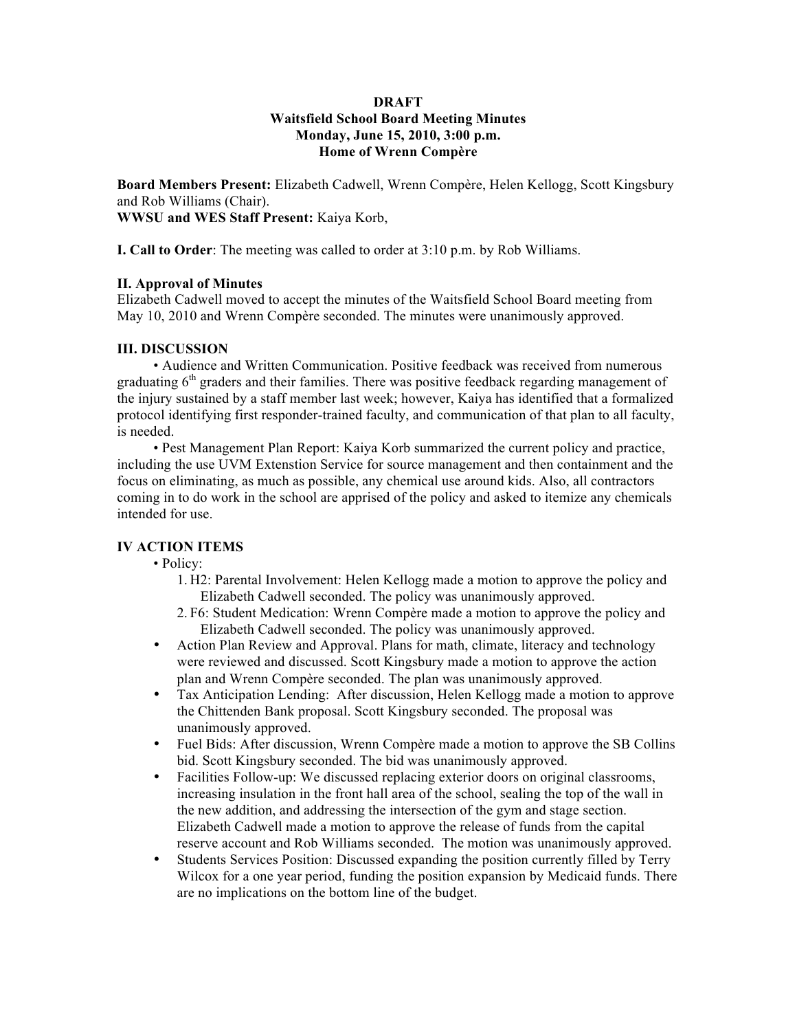**DRAFT**
**Waitsfield School Board Meeting Minutes**
**Monday, June 15, 2010, 3:00 p.m.**
**Home of Wrenn Compère**

**Board Members Present:** Elizabeth Cadwell, Wrenn Compère, Helen Kellogg, Scott Kingsbury and Rob Williams (Chair).
**WWSU and WES Staff Present:** Kaiya Korb,

**I. Call to Order**: The meeting was called to order at 3:10 p.m. by Rob Williams.

**II. Approval of Minutes**
Elizabeth Cadwell moved to accept the minutes of the Waitsfield School Board meeting from May 10, 2010 and Wrenn Compère seconded. The minutes were unanimously approved.

**III. DISCUSSION**

- Audience and Written Communication. Positive feedback was received from numerous graduating 6th graders and their families. There was positive feedback regarding management of the injury sustained by a staff member last week; however, Kaiya has identified that a formalized protocol identifying first responder-trained faculty, and communication of that plan to all faculty, is needed.
- Pest Management Plan Report: Kaiya Korb summarized the current policy and practice, including the use UVM Extenstion Service for source management and then containment and the focus on eliminating, as much as possible, any chemical use around kids. Also, all contractors coming in to do work in the school are apprised of the policy and asked to itemize any chemicals intended for use.

**IV ACTION ITEMS**

- Policy:
  1. H2: Parental Involvement: Helen Kellogg made a motion to approve the policy and Elizabeth Cadwell seconded. The policy was unanimously approved.
  2. F6: Student Medication: Wrenn Compère made a motion to approve the policy and Elizabeth Cadwell seconded. The policy was unanimously approved.
- Action Plan Review and Approval. Plans for math, climate, literacy and technology were reviewed and discussed. Scott Kingsbury made a motion to approve the action plan and Wrenn Compère seconded. The plan was unanimously approved.
- Tax Anticipation Lending: After discussion, Helen Kellogg made a motion to approve the Chittenden Bank proposal. Scott Kingsbury seconded. The proposal was unanimously approved.
- Fuel Bids: After discussion, Wrenn Compère made a motion to approve the SB Collins bid. Scott Kingsbury seconded. The bid was unanimously approved.
- Facilities Follow-up: We discussed replacing exterior doors on original classrooms, increasing insulation in the front hall area of the school, sealing the top of the wall in the new addition, and addressing the intersection of the gym and stage section. Elizabeth Cadwell made a motion to approve the release of funds from the capital reserve account and Rob Williams seconded. The motion was unanimously approved.
- Students Services Position: Discussed expanding the position currently filled by Terry Wilcox for a one year period, funding the position expansion by Medicaid funds. There are no implications on the bottom line of the budget.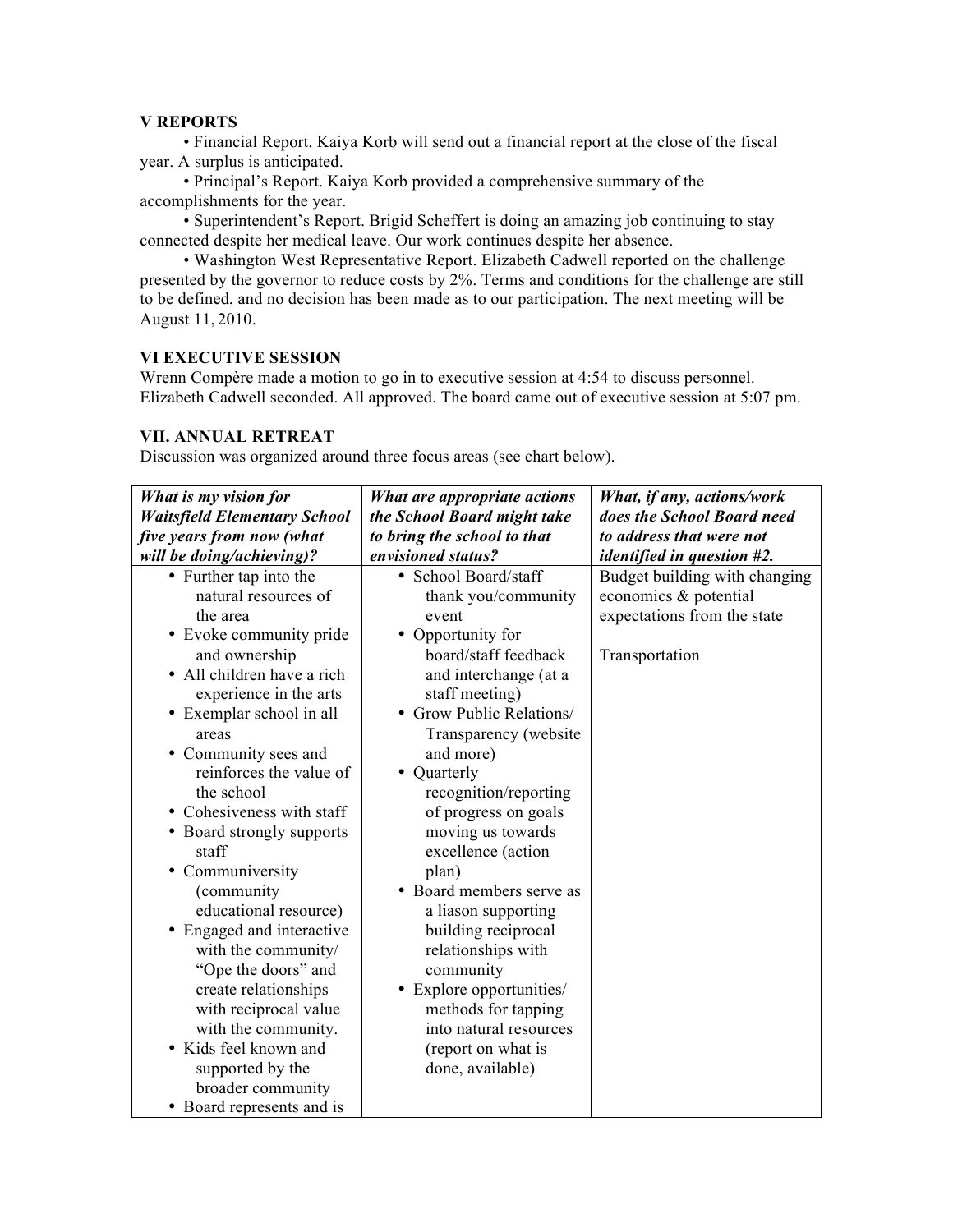**V REPORTS**

• Financial Report. Kaiya Korb will send out a financial report at the close of the fiscal year. A surplus is anticipated.

• Principal's Report. Kaiya Korb provided a comprehensive summary of the accomplishments for the year.

• Superintendent's Report. Brigid Scheffert is doing an amazing job continuing to stay connected despite her medical leave. Our work continues despite her absence.

• Washington West Representative Report. Elizabeth Cadwell reported on the challenge presented by the governor to reduce costs by 2%. Terms and conditions for the challenge are still to be defined, and no decision has been made as to our participation. The next meeting will be August 11, 2010.

**VI EXECUTIVE SESSION**

Wrenn Compère made a motion to go in to executive session at 4:54 to discuss personnel. Elizabeth Cadwell seconded. All approved. The board came out of executive session at 5:07 pm.

**VII. ANNUAL RETREAT**

Discussion was organized around three focus areas (see chart below).

| ***What is my vision for Waitsfield Elementary School five years from now (what will be doing/achieving)?*** | ***What are appropriate actions the School Board might take to bring the school to that envisioned status?*** | ***What, if any, actions/work does the School Board need to address that were not identified in question #2.*** |
|---|---|---|
| • Further tap into the natural resources of the area<br>• Evoke community pride and ownership<br>• All children have a rich experience in the arts<br>• Exemplar school in all areas<br>• Community sees and reinforces the value of the school<br>• Cohesiveness with staff<br>• Board strongly supports staff<br>• Communiversity (community educational resource)<br>• Engaged and interactive with the community/ "Ope the doors" and create relationships with reciprocal value with the community.<br>• Kids feel known and supported by the broader community<br>• Board represents and is | • School Board/staff thank you/community event<br>• Opportunity for board/staff feedback and interchange (at a staff meeting)<br>• Grow Public Relations/ Transparency (website and more)<br>• Quarterly recognition/reporting of progress on goals moving us towards excellence (action plan)<br>• Board members serve as a liason supporting building reciprocal relationships with community<br>• Explore opportunities/ methods for tapping into natural resources (report on what is done, available) | Budget building with changing economics & potential expectations from the state<br><br>Transportation |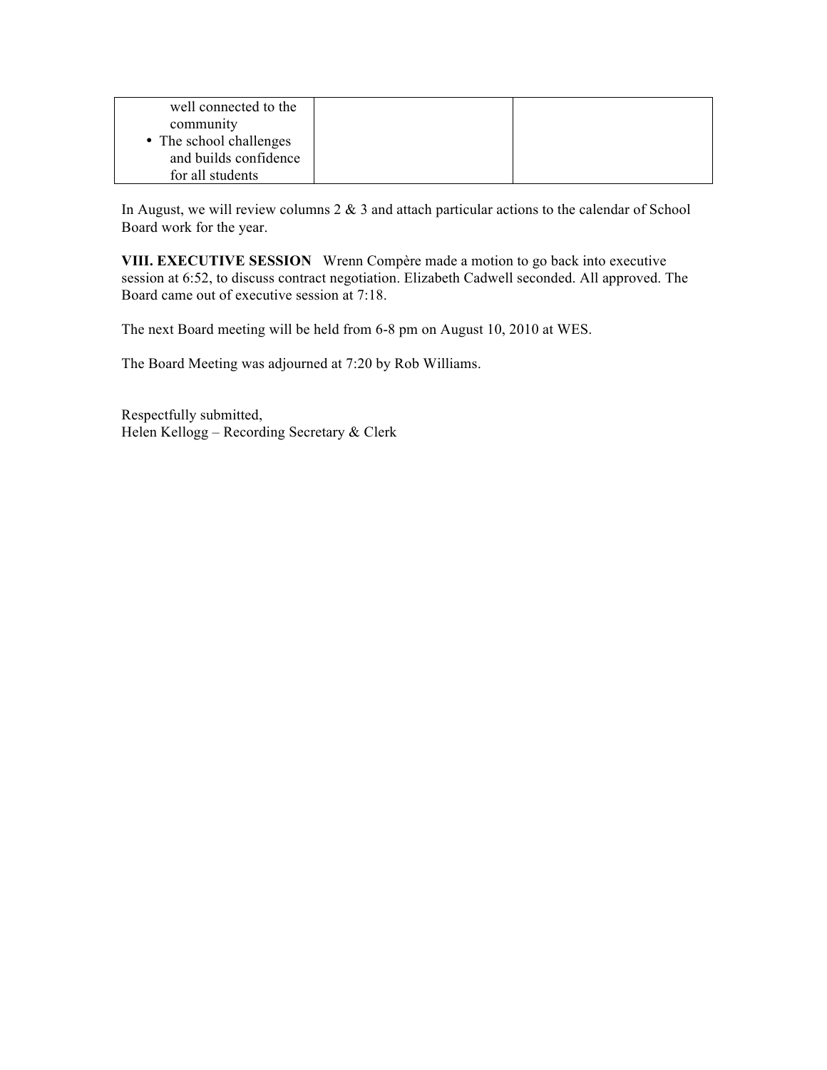| | | |
|---|---|---|
| well connected to the community<br>• The school challenges and builds confidence for all students | | |

In August, we will review columns 2 & 3 and attach particular actions to the calendar of School Board work for the year.

**VIII. EXECUTIVE SESSION** Wrenn Compère made a motion to go back into executive session at 6:52, to discuss contract negotiation. Elizabeth Cadwell seconded. All approved. The Board came out of executive session at 7:18.

The next Board meeting will be held from 6-8 pm on August 10, 2010 at WES.

The Board Meeting was adjourned at 7:20 by Rob Williams.

Respectfully submitted,
Helen Kellogg – Recording Secretary & Clerk